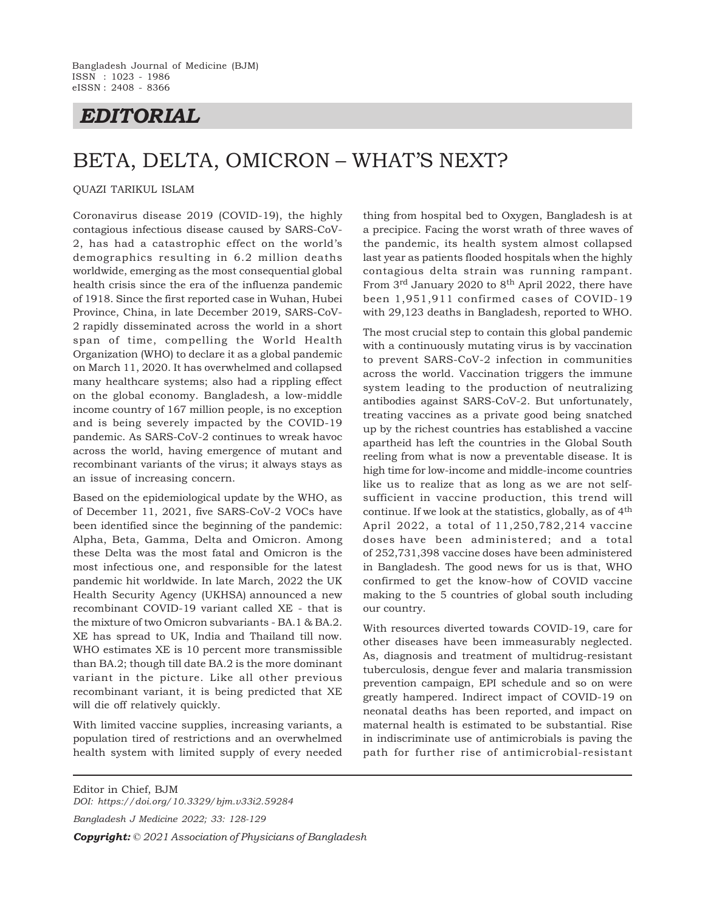Bangladesh Journal of Medicine (BJM)
ISSN : 1023 - 1986
eISSN : 2408 - 8366

## *EDITORIAL*

# BETA, DELTA, OMICRON – WHAT'S NEXT?

QUAZI TARIKUL ISLAM

Coronavirus disease 2019 (COVID-19), the highly contagious infectious disease caused by SARS-CoV-2, has had a catastrophic effect on the world's demographics resulting in 6.2 million deaths worldwide, emerging as the most consequential global health crisis since the era of the influenza pandemic of 1918. Since the first reported case in Wuhan, Hubei Province, China, in late December 2019, SARS-CoV-2 rapidly disseminated across the world in a short span of time, compelling the World Health Organization (WHO) to declare it as a global pandemic on March 11, 2020. It has overwhelmed and collapsed many healthcare systems; also had a rippling effect on the global economy. Bangladesh, a low-middle income country of 167 million people, is no exception and is being severely impacted by the COVID-19 pandemic. As SARS-CoV-2 continues to wreak havoc across the world, having emergence of mutant and recombinant variants of the virus; it always stays as an issue of increasing concern.

Based on the epidemiological update by the WHO, as of December 11, 2021, five SARS-CoV-2 VOCs have been identified since the beginning of the pandemic: Alpha, Beta, Gamma, Delta and Omicron. Among these Delta was the most fatal and Omicron is the most infectious one, and responsible for the latest pandemic hit worldwide. In late March, 2022 the UK Health Security Agency (UKHSA) announced a new recombinant COVID-19 variant called XE - that is the mixture of two Omicron subvariants - BA.1 & BA.2. XE has spread to UK, India and Thailand till now. WHO estimates XE is 10 percent more transmissible than BA.2; though till date BA.2 is the more dominant variant in the picture. Like all other previous recombinant variant, it is being predicted that XE will die off relatively quickly.

With limited vaccine supplies, increasing variants, a population tired of restrictions and an overwhelmed health system with limited supply of every needed thing from hospital bed to Oxygen, Bangladesh is at a precipice. Facing the worst wrath of three waves of the pandemic, its health system almost collapsed last year as patients flooded hospitals when the highly contagious delta strain was running rampant. From 3rd January 2020 to 8th April 2022, there have been 1,951,911 confirmed cases of COVID-19 with 29,123 deaths in Bangladesh, reported to WHO.

The most crucial step to contain this global pandemic with a continuously mutating virus is by vaccination to prevent SARS-CoV-2 infection in communities across the world. Vaccination triggers the immune system leading to the production of neutralizing antibodies against SARS-CoV-2. But unfortunately, treating vaccines as a private good being snatched up by the richest countries has established a vaccine apartheid has left the countries in the Global South reeling from what is now a preventable disease. It is high time for low-income and middle-income countries like us to realize that as long as we are not self-sufficient in vaccine production, this trend will continue. If we look at the statistics, globally, as of 4th April 2022, a total of 11,250,782,214 vaccine doses have been administered; and a total of 252,731,398 vaccine doses have been administered in Bangladesh. The good news for us is that, WHO confirmed to get the know-how of COVID vaccine making to the 5 countries of global south including our country.

With resources diverted towards COVID-19, care for other diseases have been immeasurably neglected. As, diagnosis and treatment of multidrug-resistant tuberculosis, dengue fever and malaria transmission prevention campaign, EPI schedule and so on were greatly hampered. Indirect impact of COVID-19 on neonatal deaths has been reported, and impact on maternal health is estimated to be substantial. Rise in indiscriminate use of antimicrobials is paving the path for further rise of antimicrobial-resistant

---

Editor in Chief, BJM

*DOI: https://doi.org/10.3329/bjm.v33i2.59284*

*Bangladesh J Medicine 2022; 33: 128-129*

***Copyright:*** *© 2021 Association of Physicians of Bangladesh*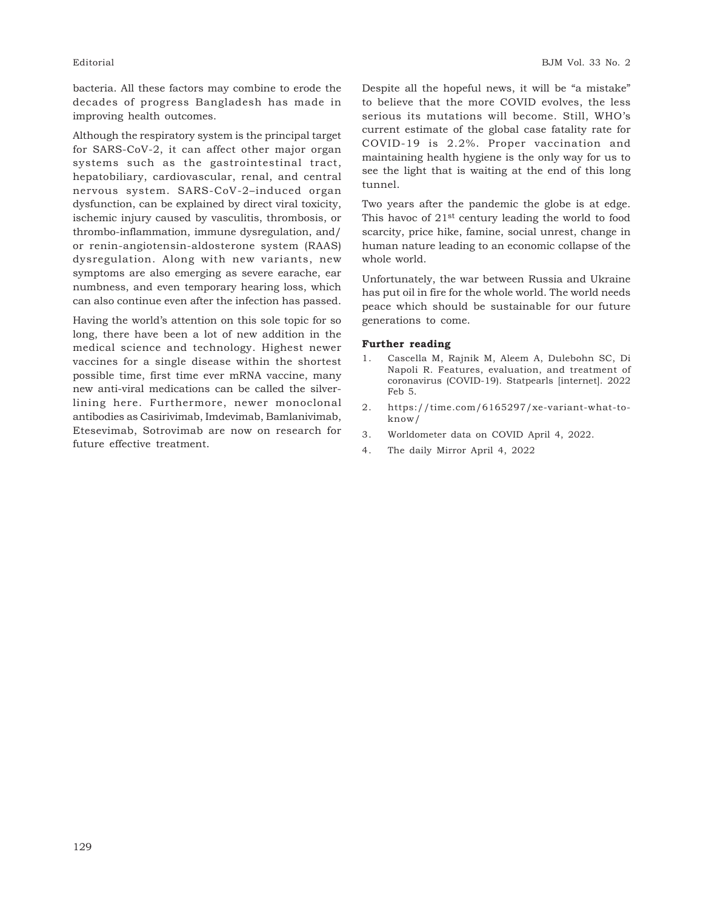bacteria. All these factors may combine to erode the decades of progress Bangladesh has made in improving health outcomes.

Although the respiratory system is the principal target for SARS-CoV-2, it can affect other major organ systems such as the gastrointestinal tract, hepatobiliary, cardiovascular, renal, and central nervous system. SARS-CoV-2–induced organ dysfunction, can be explained by direct viral toxicity, ischemic injury caused by vasculitis, thrombosis, or thrombo-inflammation, immune dysregulation, and/ or renin-angiotensin-aldosterone system (RAAS) dysregulation. Along with new variants, new symptoms are also emerging as severe earache, ear numbness, and even temporary hearing loss, which can also continue even after the infection has passed.

Having the world's attention on this sole topic for so long, there have been a lot of new addition in the medical science and technology. Highest newer vaccines for a single disease within the shortest possible time, first time ever mRNA vaccine, many new anti-viral medications can be called the silver-lining here. Furthermore, newer monoclonal antibodies as Casirivimab, Imdevimab, Bamlanivimab, Etesevimab, Sotrovimab are now on research for future effective treatment.

Despite all the hopeful news, it will be "a mistake" to believe that the more COVID evolves, the less serious its mutations will become. Still, WHO's current estimate of the global case fatality rate for COVID-19 is 2.2%. Proper vaccination and maintaining health hygiene is the only way for us to see the light that is waiting at the end of this long tunnel.

Two years after the pandemic the globe is at edge. This havoc of 21st century leading the world to food scarcity, price hike, famine, social unrest, change in human nature leading to an economic collapse of the whole world.

Unfortunately, the war between Russia and Ukraine has put oil in fire for the whole world. The world needs peace which should be sustainable for our future generations to come.

**Further reading**

1. Cascella M, Rajnik M, Aleem A, Dulebohn SC, Di Napoli R. Features, evaluation, and treatment of coronavirus (COVID-19). Statpearls [internet]. 2022 Feb 5.
2. https://time.com/6165297/xe-variant-what-to-know/
3. Worldometer data on COVID April 4, 2022.
4. The daily Mirror April 4, 2022